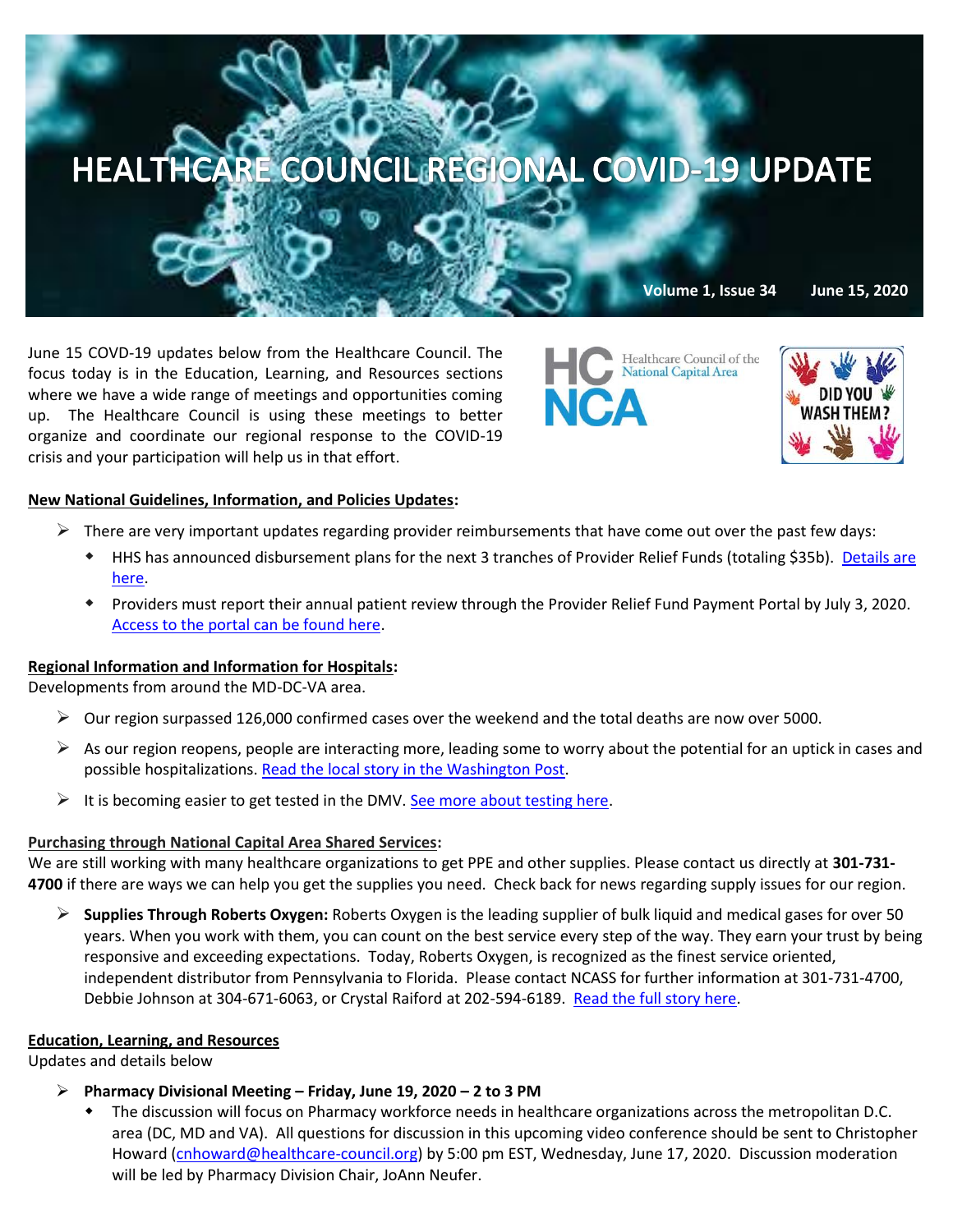# HEALTHCARE COUNCIL REGIONAL COVID-19 UPDATE

**Volume 1, Issue 34 June 15, 2020**

June 15 COVD-19 updates below from the Healthcare Council. The focus today is in the Education, Learning, and Resources sections where we have a wide range of meetings and opportunities coming up. The Healthcare Council is using these meetings to better organize and coordinate our regional response to the COVID-19 crisis and your participation will help us in that effort.

**New National Guidelines, Information, and Policies Updates:**

- There are very important updates regarding provider reimbursements that have come out over the past few days:
  - HHS has announced disbursement plans for the next 3 tranches of Provider Relief Funds (totaling $35b). Details are here.
  - Providers must report their annual patient review through the Provider Relief Fund Payment Portal by July 3, 2020. Access to the portal can be found here.

**Regional Information and Information for Hospitals:**

Developments from around the MD-DC-VA area.

- Our region surpassed 126,000 confirmed cases over the weekend and the total deaths are now over 5000.
- As our region reopens, people are interacting more, leading some to worry about the potential for an uptick in cases and possible hospitalizations. Read the local story in the Washington Post.
- It is becoming easier to get tested in the DMV. See more about testing here.

**Purchasing through National Capital Area Shared Services:**

We are still working with many healthcare organizations to get PPE and other supplies. Please contact us directly at **301-731-4700** if there are ways we can help you get the supplies you need. Check back for news regarding supply issues for our region.

- **Supplies Through Roberts Oxygen:** Roberts Oxygen is the leading supplier of bulk liquid and medical gases for over 50 years. When you work with them, you can count on the best service every step of the way. They earn your trust by being responsive and exceeding expectations. Today, Roberts Oxygen, is recognized as the finest service oriented, independent distributor from Pennsylvania to Florida. Please contact NCASS for further information at 301-731-4700, Debbie Johnson at 304-671-6063, or Crystal Raiford at 202-594-6189. Read the full story here.

**Education, Learning, and Resources**

Updates and details below

- **Pharmacy Divisional Meeting – Friday, June 19, 2020 – 2 to 3 PM**
  - The discussion will focus on Pharmacy workforce needs in healthcare organizations across the metropolitan D.C. area (DC, MD and VA). All questions for discussion in this upcoming video conference should be sent to Christopher Howard (cnhoward@healthcare-council.org) by 5:00 pm EST, Wednesday, June 17, 2020. Discussion moderation will be led by Pharmacy Division Chair, JoAnn Neufer.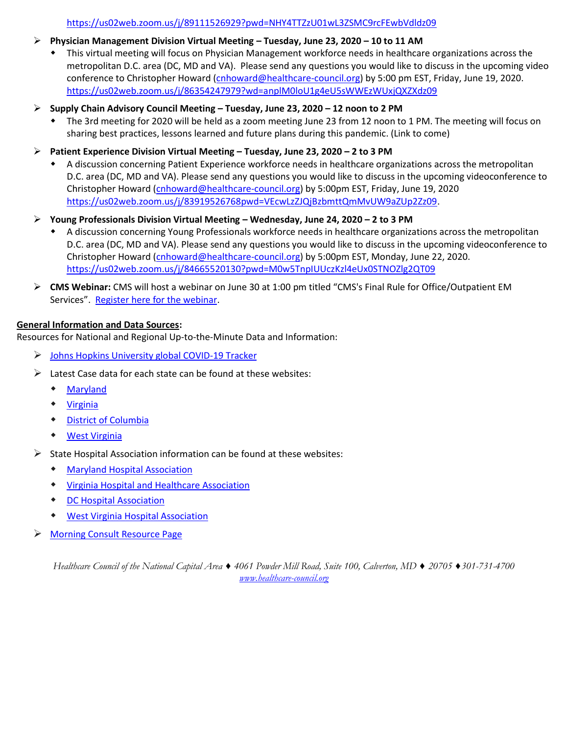https://us02web.zoom.us/j/89111526929?pwd=NHY4TTZzU01wL3ZSMC9rcFEwbVdldz09

- **Physician Management Division Virtual Meeting – Tuesday, June 23, 2020 – 10 to 11 AM**
  - This virtual meeting will focus on Physician Management workforce needs in healthcare organizations across the metropolitan D.C. area (DC, MD and VA). Please send any questions you would like to discuss in the upcoming video conference to Christopher Howard (cnhoward@healthcare-council.org) by 5:00 pm EST, Friday, June 19, 2020. https://us02web.zoom.us/j/86354247979?wd=anplM0loU1g4eU5sWWEzWUxjQXZXdz09
- **Supply Chain Advisory Council Meeting – Tuesday, June 23, 2020 – 12 noon to 2 PM**
  - The 3rd meeting for 2020 will be held as a zoom meeting June 23 from 12 noon to 1 PM. The meeting will focus on sharing best practices, lessons learned and future plans during this pandemic. (Link to come)
- **Patient Experience Division Virtual Meeting – Tuesday, June 23, 2020 – 2 to 3 PM**
  - A discussion concerning Patient Experience workforce needs in healthcare organizations across the metropolitan D.C. area (DC, MD and VA). Please send any questions you would like to discuss in the upcoming videoconference to Christopher Howard (cnhoward@healthcare-council.org) by 5:00pm EST, Friday, June 19, 2020 https://us02web.zoom.us/j/83919526768pwd=VEcwLzZJQjBzbmttQmMvUW9aZUp2Zz09.
- **Young Professionals Division Virtual Meeting – Wednesday, June 24, 2020 – 2 to 3 PM**
  - A discussion concerning Young Professionals workforce needs in healthcare organizations across the metropolitan D.C. area (DC, MD and VA). Please send any questions you would like to discuss in the upcoming videoconference to Christopher Howard (cnhoward@healthcare-council.org) by 5:00pm EST, Monday, June 22, 2020. https://us02web.zoom.us/j/84665520130?pwd=M0w5TnpIUUczKzl4eUx0STNOZlg2QT09
- **CMS Webinar:** CMS will host a webinar on June 30 at 1:00 pm titled "CMS's Final Rule for Office/Outpatient EM Services". Register here for the webinar.

**General Information and Data Sources:**

Resources for National and Regional Up-to-the-Minute Data and Information:

- Johns Hopkins University global COVID-19 Tracker
- Latest Case data for each state can be found at these websites:
  - Maryland
  - Virginia
  - District of Columbia
  - West Virginia
- State Hospital Association information can be found at these websites:
  - Maryland Hospital Association
  - Virginia Hospital and Healthcare Association
  - DC Hospital Association
  - West Virginia Hospital Association
- Morning Consult Resource Page

*Healthcare Council of the National Capital Area ♦ 4061 Powder Mill Road, Suite 100, Calverton, MD ♦ 20705 ♦301-731-4700*
*www.healthcare-council.org*